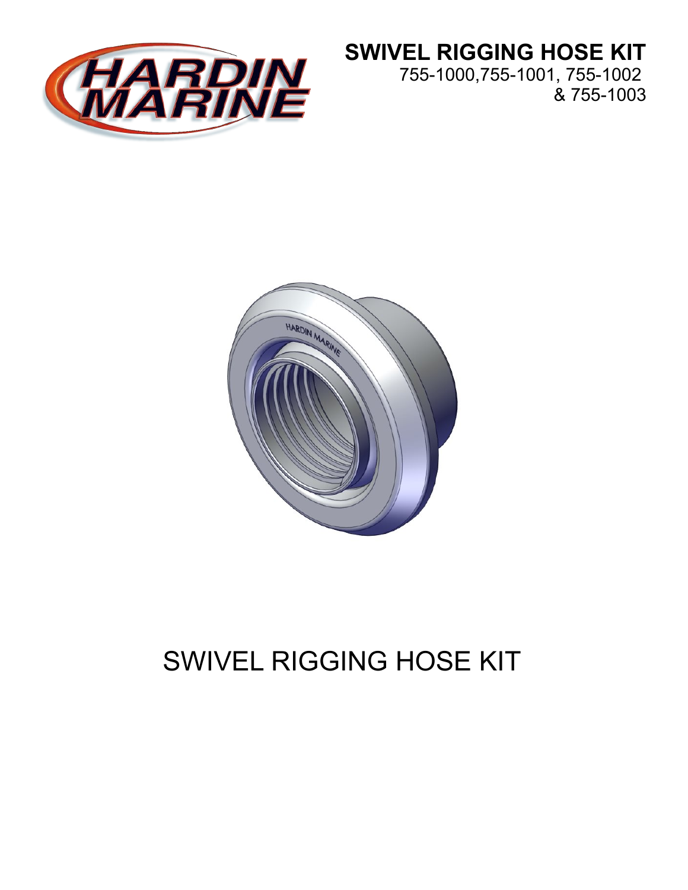# SWIVEL RIGGING HOSE KIT

755-1000,755-1001, 755-1002 & 755-1003

# SWIVEL RIGGING HOSE KIT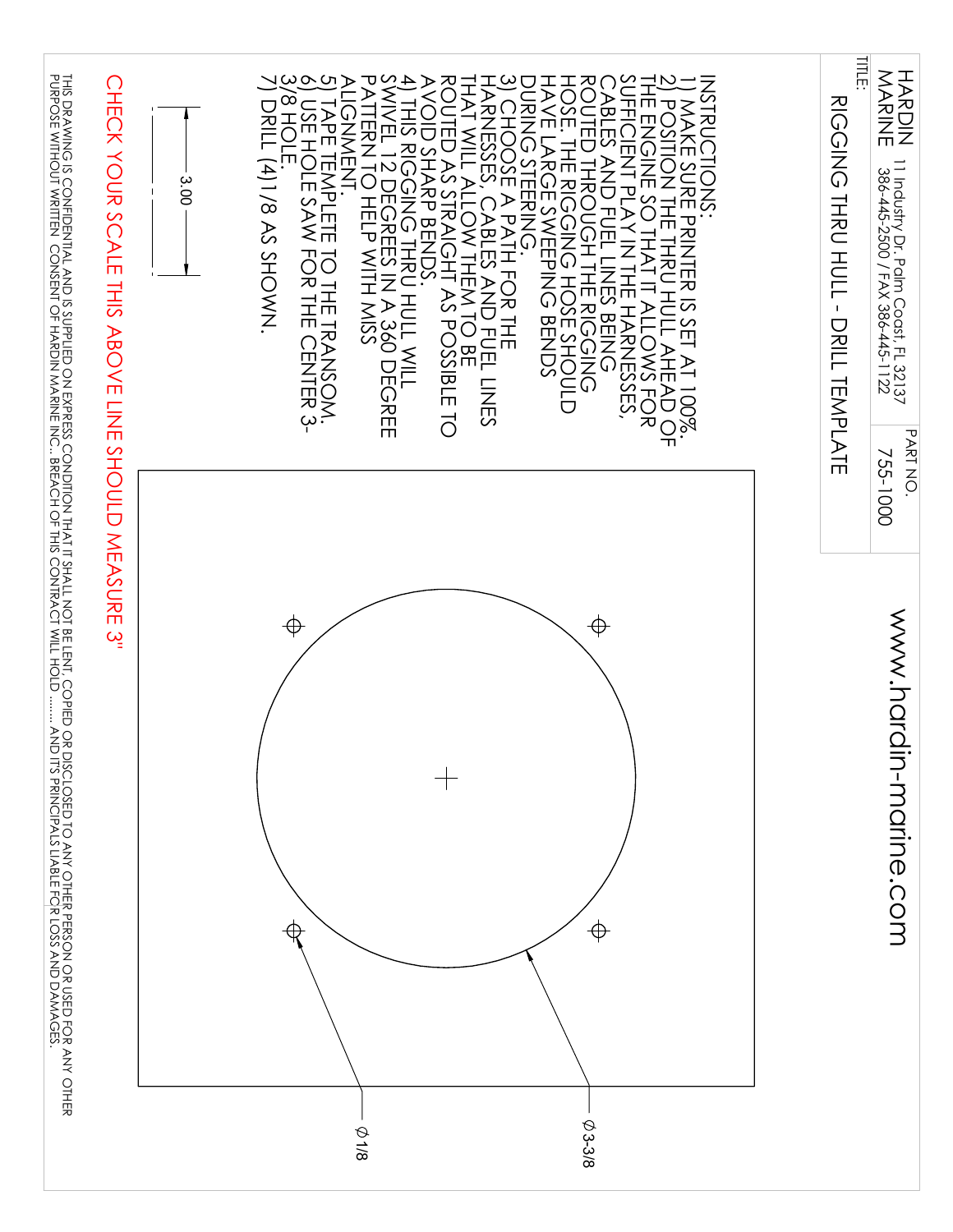**HARDIN MARINE** 11 Industry Dr. Palm Coast, FL 32137
386-445-2500 / FAX 386-445-1122

TITLE: **RIGGING THRU HULL - DRILL TEMPLATE**

PART NO. 755-1000

www.hardin-marine.com

INSTRUCTIONS:

1) MAKE SURE PRINTER IS SET AT 100%.
2) POSITION THE THRU HULL AHEAD OF THE ENGINE SO THAT IT ALLOWS FOR SUFFICIENT PLAY IN THE HARNESSES, CABLES AND FUEL LINES BEING ROUTED THROUGH THE RIGGING HOSE. THE RIGGING HOSE SHOULD HAVE LARGE SWEEPING BENDS DURING STEERING.
3) CHOOSE A PATH FOR THE HARNESSES, CABLES AND FUEL LINES THAT WILL ALLOW THEM TO BE ROUTED AS STRAIGHT AS POSSIBLE TO AVOID SHARP BENDS.
4) THIS RIGGING THRU HULL WILL SWIVEL 12 DEGREES IN A 360 DEGREE PATTERN TO HELP WITH MISS ALIGNMENT.
5) TAPE TEMPLETE TO THE TRANSOM.
6) USE HOLE SAW FOR THE CENTER 3-3/8 HOLE.
7) DRILL (4)1/8 AS SHOWN.

Ø 3-3/8

Ø 1/8

3.00

CHECK YOUR SCALE THIS ABOVE LINE SHOULD MEASURE 3"

THIS DRAWING IS CONFIDENTIAL AND IS SUPPLIED ON EXPRESS CONDITION THAT IT SHALL NOT BE LENT, COPIED OR DISCLOSED TO ANY OTHER PERSON OR USED FOR ANY OTHER PURPOSE WITHOUT WRITTEN CONSENT OF HARDIN MARINE INC.. BREACH OF THIS CONTRACT WILL HOLD ....... AND ITS PRINCIPALS LIABLE FOR LOSS AND DAMAGES.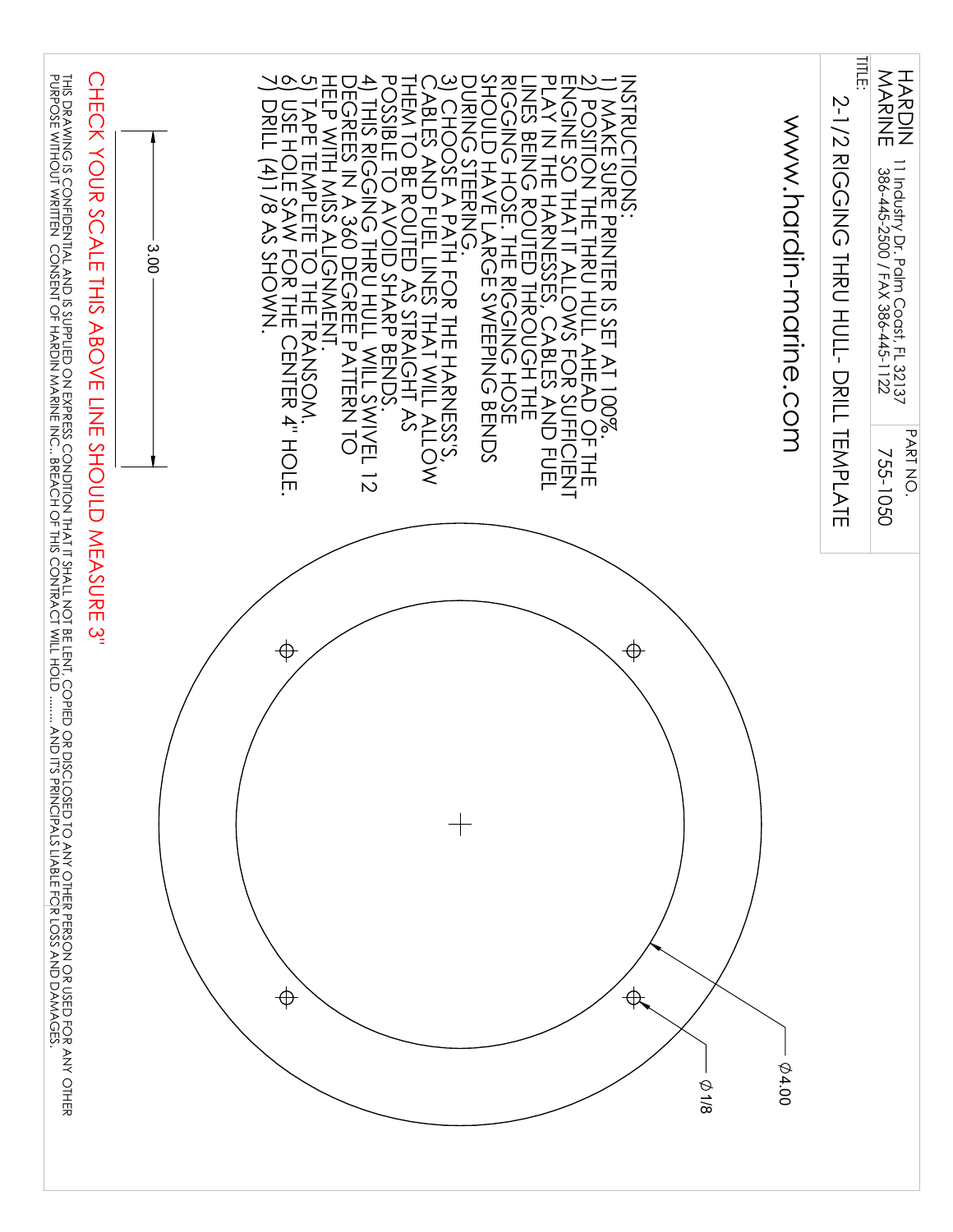HARDIN MARINE

11 Industry Dr. Palm Coast, FL 32137
386-445-2500 / FAX 386-445-1122

PART NO. 755-1050

TITLE: 2-1/2 RIGGING THRU HULL- DRILL TEMPLATE

www.hardin-marine.com

INSTRUCTIONS:

1) MAKE SURE PRINTER IS SET AT 100%.
2) POSITION THE THRU HULL AHEAD OF THE ENGINE SO THAT IT ALLOWS FOR SUFFICIENT PLAY IN THE HARNESSES, CABLES AND FUEL LINES BEING ROUTED THROUGH THE RIGGING HOSE. THE RIGGING HOSE SHOULD HAVE LARGE SWEEPING BENDS DURING STEERING.
3) CHOOSE A PATH FOR THE HARNESS'S, CABLES AND FUEL LINES THAT WILL ALLOW THEM TO BE ROUTED AS STRAIGHT AS POSSIBLE TO AVOID SHARP BENDS.
4) THIS RIGGING THRU HULL WILL SWIVEL 12 DEGREES IN A 360 DEGREE PATTERN TO HELP WITH MISS ALIGNMENT.
5) TAPE TEMPLETE TO THE TRANSOM.
6) USE HOLE SAW FOR THE CENTER 4" HOLE.
7) DRILL (4)1/8 AS SHOWN.

Ø4.00

Ø 1/8

3.00

CHECK YOUR SCALE THIS ABOVE LINE SHOULD MEASURE 3"

THIS DRAWING IS CONFIDENTIAL AND IS SUPPLIED ON EXPRESS CONDITION THAT IT SHALL NOT BE LENT, COPIED OR DISCLOSED TO ANY OTHER PERSON OR USED FOR ANY OTHER PURPOSE WITHOUT WRITTEN CONSENT OF HARDIN MARINE INC.. BREACH OF THIS CONTRACT WILL HOLD ....... AND ITS PRINCIPALS LIABLE FOR LOSS AND DAMAGES.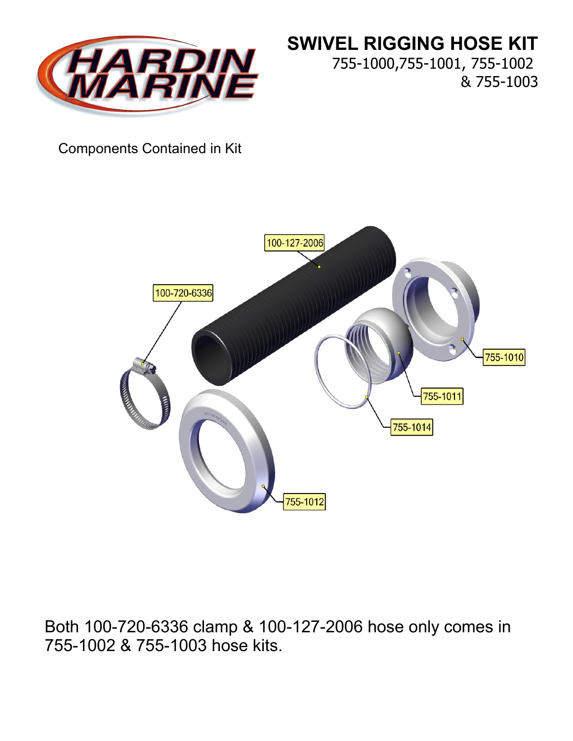# SWIVEL RIGGING HOSE KIT

755-1000,755-1001, 755-1002 & 755-1003

Components Contained in Kit

100-127-2006

100-720-6336

755-1010

755-1011

755-1014

755-1012

Both 100-720-6336 clamp & 100-127-2006 hose only comes in 755-1002 & 755-1003 hose kits.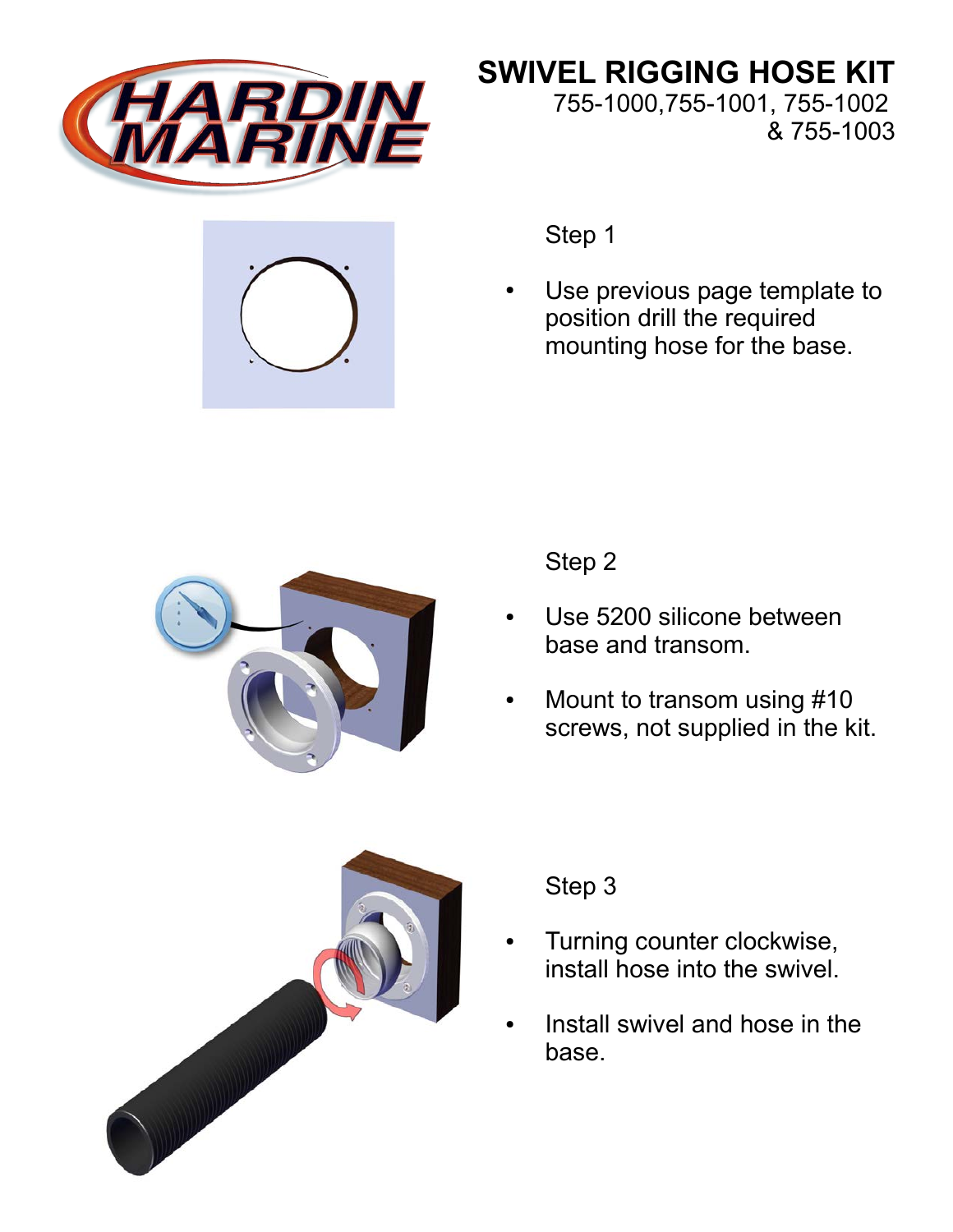# SWIVEL RIGGING HOSE KIT

755-1000,755-1001, 755-1002 & 755-1003

Step 1

- Use previous page template to position drill the required mounting hose for the base.

Step 2

- Use 5200 silicone between base and transom.
- Mount to transom using #10 screws, not supplied in the kit.

Step 3

- Turning counter clockwise, install hose into the swivel.
- Install swivel and hose in the base.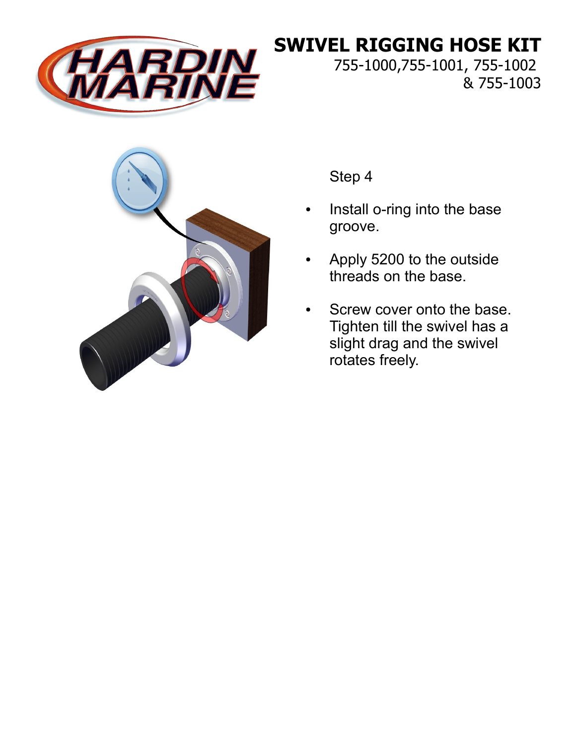# SWIVEL RIGGING HOSE KIT

755-1000,755-1001, 755-1002 & 755-1003

Step 4

- Install o-ring into the base groove.
- Apply 5200 to the outside threads on the base.
- Screw cover onto the base. Tighten till the swivel has a slight drag and the swivel rotates freely.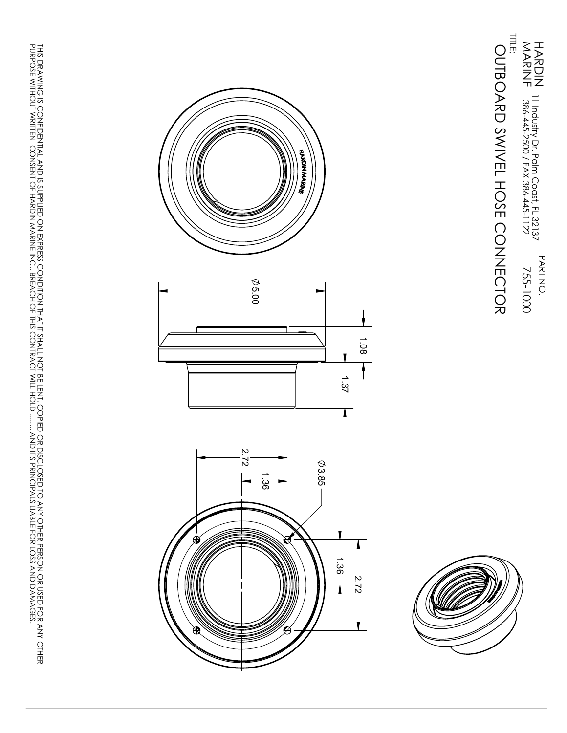HARDIN MARINE
11 Industry Dr. Palm Coast, FL 32137
386-445-2500 / FAX 386-445-1122

TITLE:

# OUTBOARD SWIVEL HOSE CONNECTOR

PART NO.
755-1000

HARDIN MARINE

Ø5.00

1.08

1.37

2.72

1.36

Ø3.85

1.36

2.72

THIS DRAWING IS CONFIDENTIAL AND IS SUPPLIED ON EXPRESS CONDITION THAT IT SHALL NOT BE LENT, COPIED OR DISCLOSED TO ANY OTHER PERSON OR USED FOR ANY OTHER PURPOSE WITHOUT WRITTEN CONSENT OF HARDIN MARINE INC.. BREACH OF THIS CONTRACT WILL HOLD ....... AND ITS PRINCIPALS LIABLE FOR LOSS AND DAMAGES.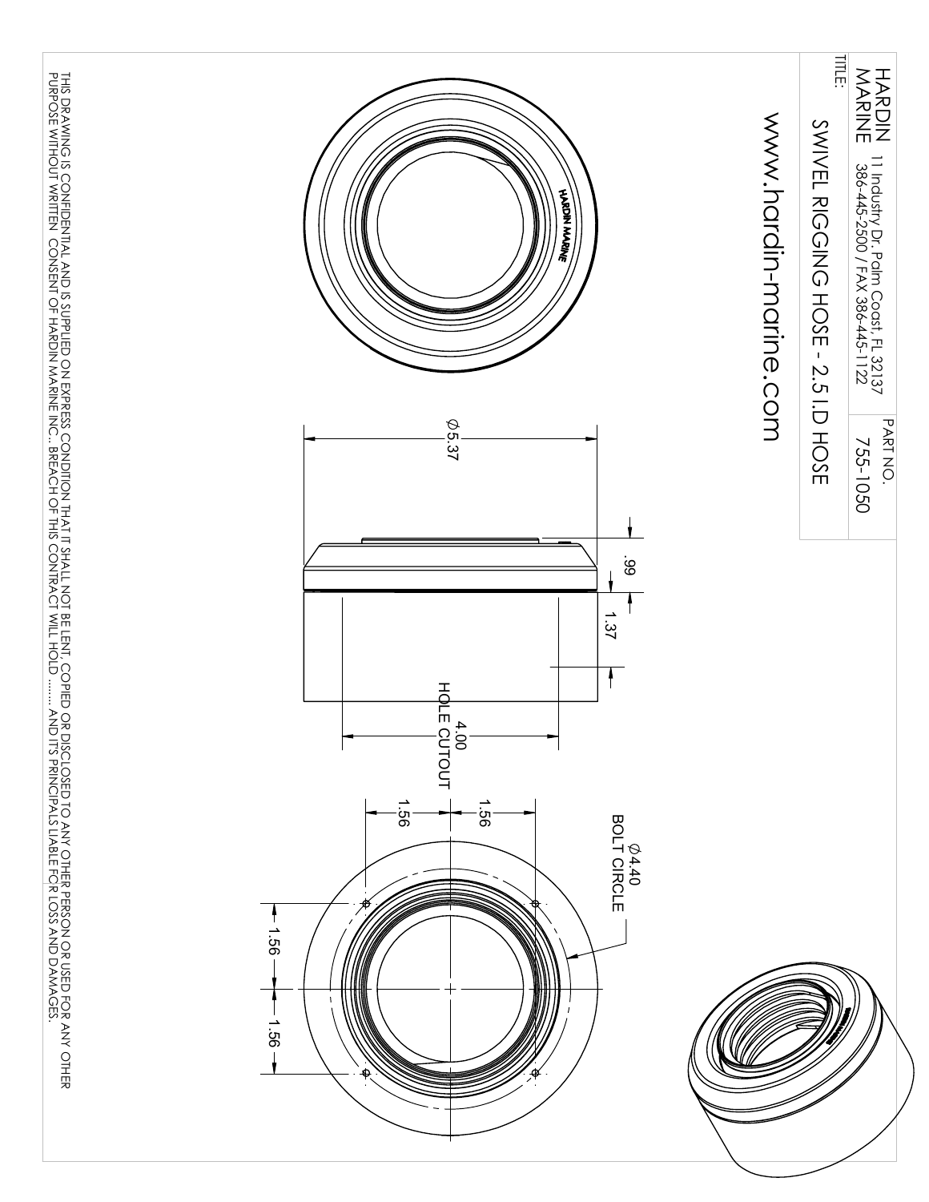HARDIN MARINE

11 Industry Dr. Palm Coast, FL 32137
386-445-2500 / FAX 386-445-1122

PART NO.
755-1050

TITLE:
SWIVEL RIGGING HOSE - 2.5 I.D HOSE

www.hardin-marine.com

HARDIN MARINE

Ø5.37

.99

1.37

4.00
HOLE CUTOUT

Ø4.40
BOLT CIRCLE

1.56

1.56

1.56

1.56

THIS DRAWING IS CONFIDENTIAL AND IS SUPPLIED ON EXPRESS CONDITION THAT IT SHALL NOT BE LENT, COPIED OR DISCLOSED TO ANY OTHER PERSON OR USED FOR ANY OTHER PURPOSE WITHOUT WRITTEN CONSENT OF HARDIN MARINE INC.. BREACH OF THIS CONTRACT WILL HOLD ....... AND ITS PRINCIPALS LIABLE FOR LOSS AND DAMAGES.